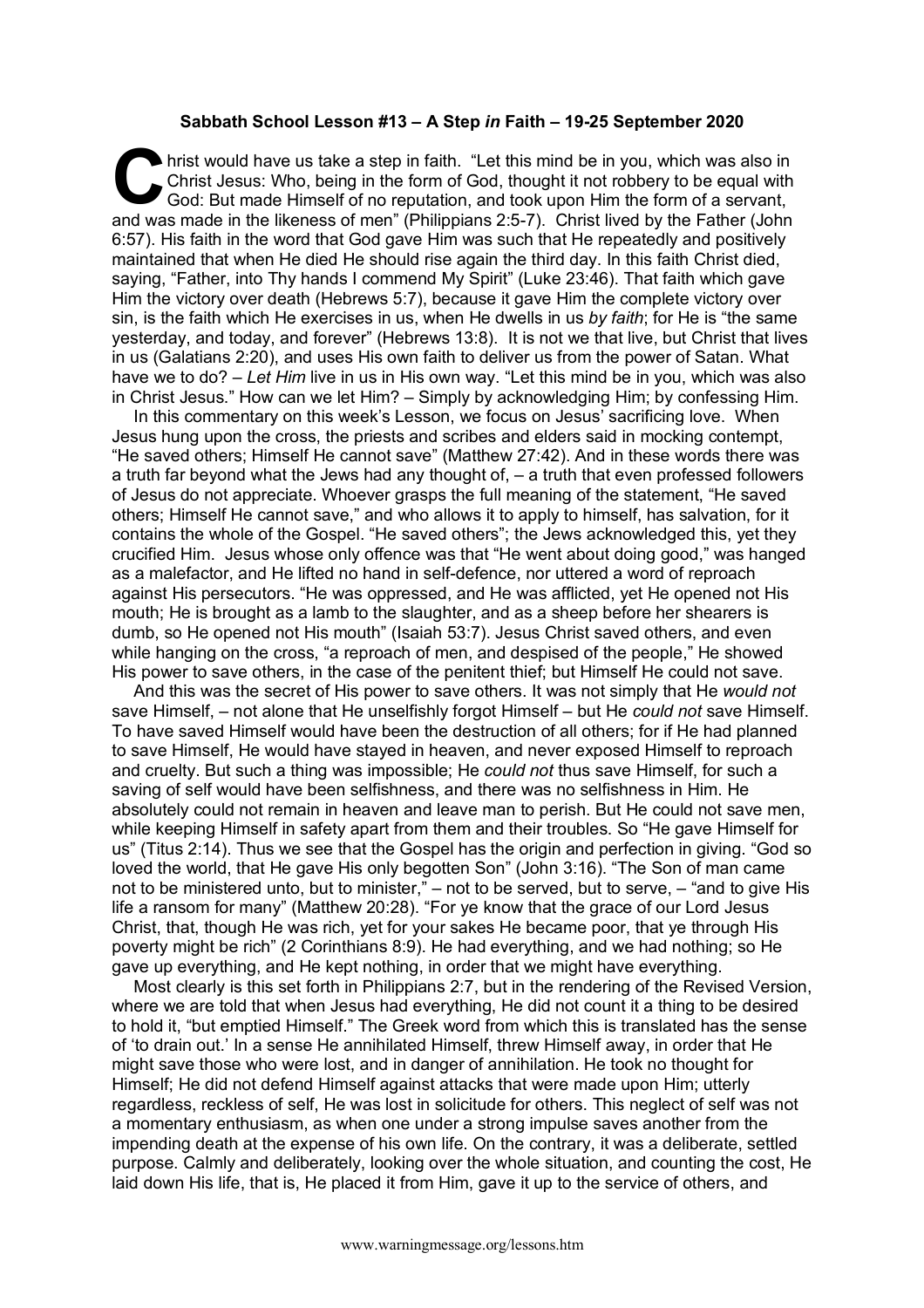**Sabbath School Lesson #13 – A Step *in* Faith – 19-25 September 2020**

Christ would have us take a step in faith. "Let this mind be in you, which was also in Christ Jesus: Who, being in the form of God, thought it not robbery to be equal with God: But made Himself of no reputation, and took upon Him the form of a servant, and was made in the likeness of men" (Philippians 2:5-7). Christ lived by the Father (John 6:57). His faith in the word that God gave Him was such that He repeatedly and positively maintained that when He died He should rise again the third day. In this faith Christ died, saying, "Father, into Thy hands I commend My Spirit" (Luke 23:46). That faith which gave Him the victory over death (Hebrews 5:7), because it gave Him the complete victory over sin, is the faith which He exercises in us, when He dwells in us *by faith*; for He is "the same yesterday, and today, and forever" (Hebrews 13:8). It is not we that live, but Christ that lives in us (Galatians 2:20), and uses His own faith to deliver us from the power of Satan. What have we to do? – *Let Him* live in us in His own way. "Let this mind be in you, which was also in Christ Jesus." How can we let Him? – Simply by acknowledging Him; by confessing Him.

In this commentary on this week's Lesson, we focus on Jesus' sacrificing love. When Jesus hung upon the cross, the priests and scribes and elders said in mocking contempt, "He saved others; Himself He cannot save" (Matthew 27:42). And in these words there was a truth far beyond what the Jews had any thought of, – a truth that even professed followers of Jesus do not appreciate. Whoever grasps the full meaning of the statement, "He saved others; Himself He cannot save," and who allows it to apply to himself, has salvation, for it contains the whole of the Gospel. "He saved others"; the Jews acknowledged this, yet they crucified Him. Jesus whose only offence was that "He went about doing good," was hanged as a malefactor, and He lifted no hand in self-defence, nor uttered a word of reproach against His persecutors. "He was oppressed, and He was afflicted, yet He opened not His mouth; He is brought as a lamb to the slaughter, and as a sheep before her shearers is dumb, so He opened not His mouth" (Isaiah 53:7). Jesus Christ saved others, and even while hanging on the cross, "a reproach of men, and despised of the people," He showed His power to save others, in the case of the penitent thief; but Himself He could not save.

And this was the secret of His power to save others. It was not simply that He *would not* save Himself, – not alone that He unselfishly forgot Himself – but He *could not* save Himself. To have saved Himself would have been the destruction of all others; for if He had planned to save Himself, He would have stayed in heaven, and never exposed Himself to reproach and cruelty. But such a thing was impossible; He *could not* thus save Himself, for such a saving of self would have been selfishness, and there was no selfishness in Him. He absolutely could not remain in heaven and leave man to perish. But He could not save men, while keeping Himself in safety apart from them and their troubles. So "He gave Himself for us" (Titus 2:14). Thus we see that the Gospel has the origin and perfection in giving. "God so loved the world, that He gave His only begotten Son" (John 3:16). "The Son of man came not to be ministered unto, but to minister," – not to be served, but to serve, – "and to give His life a ransom for many" (Matthew 20:28). "For ye know that the grace of our Lord Jesus Christ, that, though He was rich, yet for your sakes He became poor, that ye through His poverty might be rich" (2 Corinthians 8:9). He had everything, and we had nothing; so He gave up everything, and He kept nothing, in order that we might have everything.

Most clearly is this set forth in Philippians 2:7, but in the rendering of the Revised Version, where we are told that when Jesus had everything, He did not count it a thing to be desired to hold it, "but emptied Himself." The Greek word from which this is translated has the sense of 'to drain out.' In a sense He annihilated Himself, threw Himself away, in order that He might save those who were lost, and in danger of annihilation. He took no thought for Himself; He did not defend Himself against attacks that were made upon Him; utterly regardless, reckless of self, He was lost in solicitude for others. This neglect of self was not a momentary enthusiasm, as when one under a strong impulse saves another from the impending death at the expense of his own life. On the contrary, it was a deliberate, settled purpose. Calmly and deliberately, looking over the whole situation, and counting the cost, He laid down His life, that is, He placed it from Him, gave it up to the service of others, and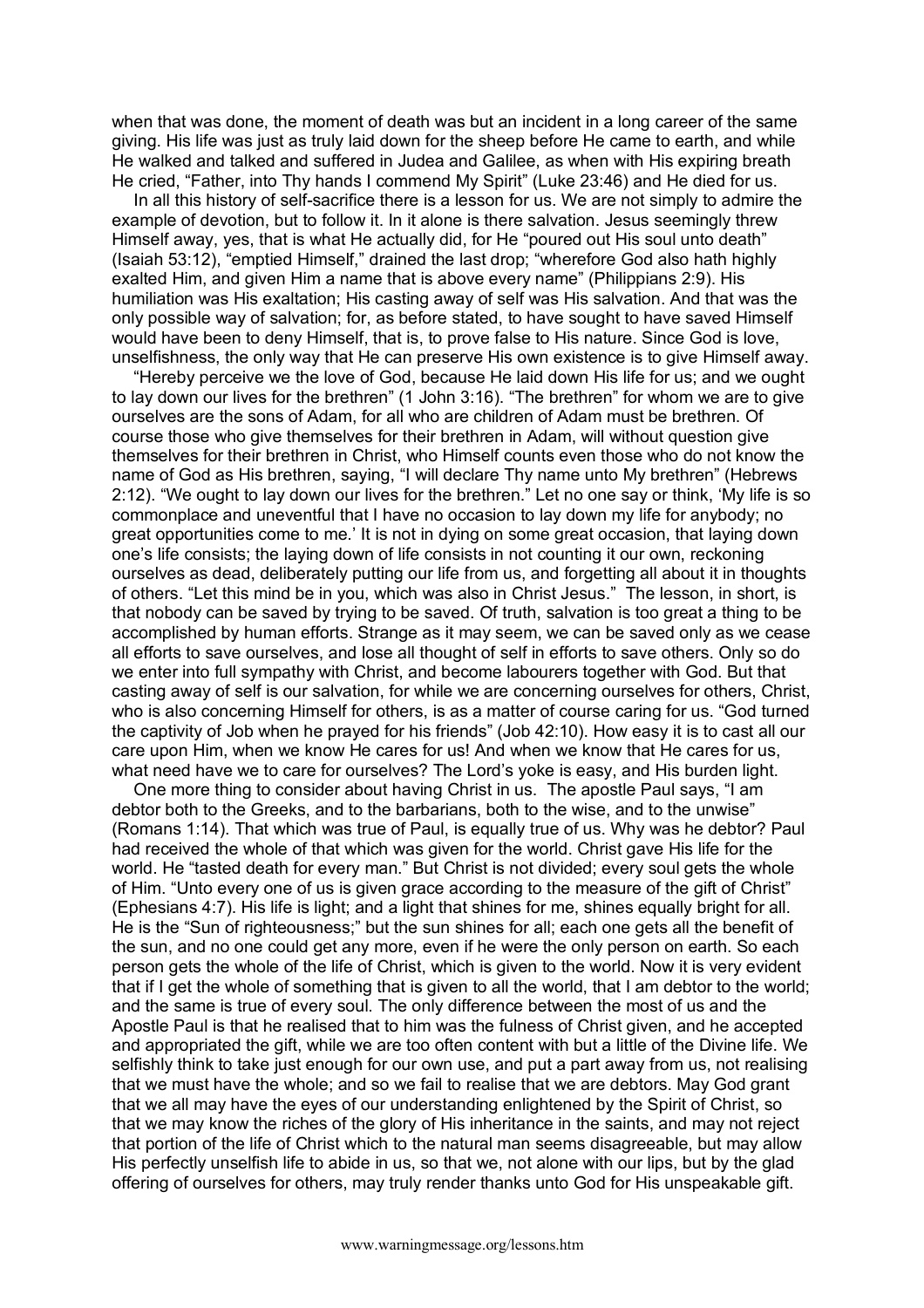when that was done, the moment of death was but an incident in a long career of the same giving. His life was just as truly laid down for the sheep before He came to earth, and while He walked and talked and suffered in Judea and Galilee, as when with His expiring breath He cried, "Father, into Thy hands I commend My Spirit" (Luke 23:46) and He died for us.

In all this history of self-sacrifice there is a lesson for us. We are not simply to admire the example of devotion, but to follow it. In it alone is there salvation. Jesus seemingly threw Himself away, yes, that is what He actually did, for He "poured out His soul unto death" (Isaiah 53:12), "emptied Himself," drained the last drop; "wherefore God also hath highly exalted Him, and given Him a name that is above every name" (Philippians 2:9). His humiliation was His exaltation; His casting away of self was His salvation. And that was the only possible way of salvation; for, as before stated, to have sought to have saved Himself would have been to deny Himself, that is, to prove false to His nature. Since God is love, unselfishness, the only way that He can preserve His own existence is to give Himself away.

"Hereby perceive we the love of God, because He laid down His life for us; and we ought to lay down our lives for the brethren" (1 John 3:16). "The brethren" for whom we are to give ourselves are the sons of Adam, for all who are children of Adam must be brethren. Of course those who give themselves for their brethren in Adam, will without question give themselves for their brethren in Christ, who Himself counts even those who do not know the name of God as His brethren, saying, "I will declare Thy name unto My brethren" (Hebrews 2:12). "We ought to lay down our lives for the brethren." Let no one say or think, 'My life is so commonplace and uneventful that I have no occasion to lay down my life for anybody; no great opportunities come to me.' It is not in dying on some great occasion, that laying down one's life consists; the laying down of life consists in not counting it our own, reckoning ourselves as dead, deliberately putting our life from us, and forgetting all about it in thoughts of others. "Let this mind be in you, which was also in Christ Jesus." The lesson, in short, is that nobody can be saved by trying to be saved. Of truth, salvation is too great a thing to be accomplished by human efforts. Strange as it may seem, we can be saved only as we cease all efforts to save ourselves, and lose all thought of self in efforts to save others. Only so do we enter into full sympathy with Christ, and become labourers together with God. But that casting away of self is our salvation, for while we are concerning ourselves for others, Christ, who is also concerning Himself for others, is as a matter of course caring for us. "God turned the captivity of Job when he prayed for his friends" (Job 42:10). How easy it is to cast all our care upon Him, when we know He cares for us! And when we know that He cares for us, what need have we to care for ourselves? The Lord's yoke is easy, and His burden light.

One more thing to consider about having Christ in us. The apostle Paul says, "I am debtor both to the Greeks, and to the barbarians, both to the wise, and to the unwise" (Romans 1:14). That which was true of Paul, is equally true of us. Why was he debtor? Paul had received the whole of that which was given for the world. Christ gave His life for the world. He "tasted death for every man." But Christ is not divided; every soul gets the whole of Him. "Unto every one of us is given grace according to the measure of the gift of Christ" (Ephesians 4:7). His life is light; and a light that shines for me, shines equally bright for all. He is the "Sun of righteousness;" but the sun shines for all; each one gets all the benefit of the sun, and no one could get any more, even if he were the only person on earth. So each person gets the whole of the life of Christ, which is given to the world. Now it is very evident that if I get the whole of something that is given to all the world, that I am debtor to the world; and the same is true of every soul. The only difference between the most of us and the Apostle Paul is that he realised that to him was the fulness of Christ given, and he accepted and appropriated the gift, while we are too often content with but a little of the Divine life. We selfishly think to take just enough for our own use, and put a part away from us, not realising that we must have the whole; and so we fail to realise that we are debtors. May God grant that we all may have the eyes of our understanding enlightened by the Spirit of Christ, so that we may know the riches of the glory of His inheritance in the saints, and may not reject that portion of the life of Christ which to the natural man seems disagreeable, but may allow His perfectly unselfish life to abide in us, so that we, not alone with our lips, but by the glad offering of ourselves for others, may truly render thanks unto God for His unspeakable gift.

www.warningmessage.org/lessons.htm